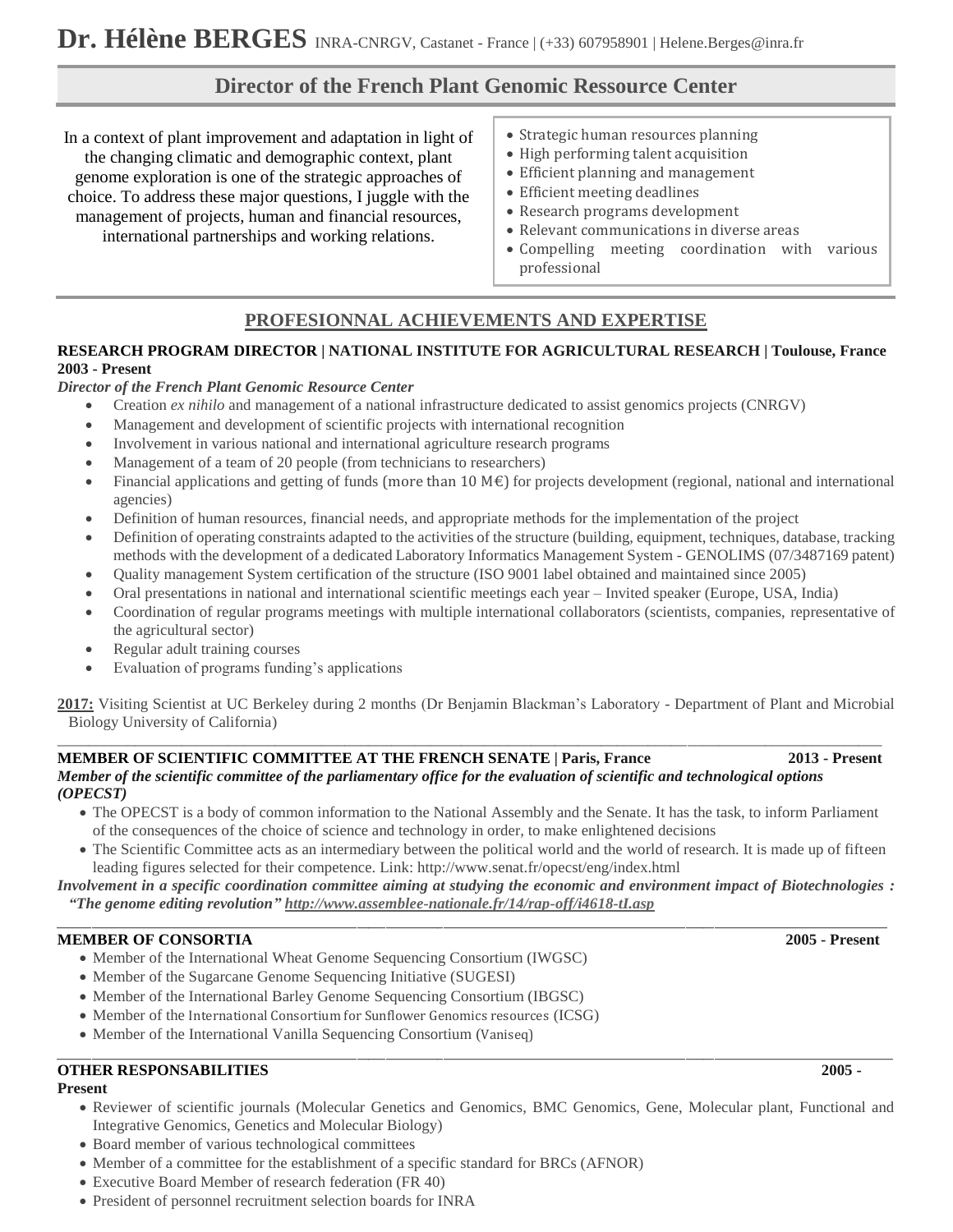# Dr. Hélène BERGES

INRA-CNRGV, Castanet - France | (+33) 607958901 | Helene.Berges@inra.fr

## Director of the French Plant Genomic Ressource Center

In a context of plant improvement and adaptation in light of the changing climatic and demographic context, plant genome exploration is one of the strategic approaches of choice. To address these major questions, I juggle with the management of projects, human and financial resources, international partnerships and working relations.

- Strategic human resources planning
- High performing talent acquisition
- Efficient planning and management
- Efficient meeting deadlines
- Research programs development
- Relevant communications in diverse areas
- Compelling meeting coordination with various professional

## PROFESIONNAL ACHIEVEMENTS AND EXPERTISE

**RESEARCH PROGRAM DIRECTOR | NATIONAL INSTITUTE FOR AGRICULTURAL RESEARCH | Toulouse, France**
**2003 - Present**

***Director of the French Plant Genomic Resource Center***

- Creation *ex nihilo* and management of a national infrastructure dedicated to assist genomics projects (CNRGV)
- Management and development of scientific projects with international recognition
- Involvement in various national and international agriculture research programs
- Management of a team of 20 people (from technicians to researchers)
- Financial applications and getting of funds (more than 10 M€) for projects development (regional, national and international agencies)
- Definition of human resources, financial needs, and appropriate methods for the implementation of the project
- Definition of operating constraints adapted to the activities of the structure (building, equipment, techniques, database, tracking methods with the development of a dedicated Laboratory Informatics Management System - GENOLIMS (07/3487169 patent)
- Quality management System certification of the structure (ISO 9001 label obtained and maintained since 2005)
- Oral presentations in national and international scientific meetings each year – Invited speaker (Europe, USA, India)
- Coordination of regular programs meetings with multiple international collaborators (scientists, companies, representative of the agricultural sector)
- Regular adult training courses
- Evaluation of programs funding's applications

**2017:** Visiting Scientist at UC Berkeley during 2 months (Dr Benjamin Blackman's Laboratory - Department of Plant and Microbial Biology University of California)

---

**MEMBER OF SCIENTIFIC COMMITTEE AT THE FRENCH SENATE | Paris, France** **2013 - Present**

***Member of the scientific committee of the parliamentary office for the evaluation of scientific and technological options (OPECST)***

- The OPECST is a body of common information to the National Assembly and the Senate. It has the task, to inform Parliament of the consequences of the choice of science and technology in order, to make enlightened decisions
- The Scientific Committee acts as an intermediary between the political world and the world of research. It is made up of fifteen leading figures selected for their competence. Link: http://www.senat.fr/opecst/eng/index.html

***Involvement in a specific coordination committee aiming at studying the economic and environment impact of Biotechnologies : "The genome editing revolution" http://www.assemblee-nationale.fr/14/rap-off/i4618-tI.asp***

---

**MEMBER OF CONSORTIA** **2005 - Present**

- Member of the International Wheat Genome Sequencing Consortium (IWGSC)
- Member of the Sugarcane Genome Sequencing Initiative (SUGESI)
- Member of the International Barley Genome Sequencing Consortium (IBGSC)
- Member of the International Consortium for Sunflower Genomics resources (ICSG)
- Member of the International Vanilla Sequencing Consortium (Vaniseq)

---

**OTHER RESPONSABILITIES** **2005 - Present**

- Reviewer of scientific journals (Molecular Genetics and Genomics, BMC Genomics, Gene, Molecular plant, Functional and Integrative Genomics, Genetics and Molecular Biology)
- Board member of various technological committees
- Member of a committee for the establishment of a specific standard for BRCs (AFNOR)
- Executive Board Member of research federation (FR 40)
- President of personnel recruitment selection boards for INRA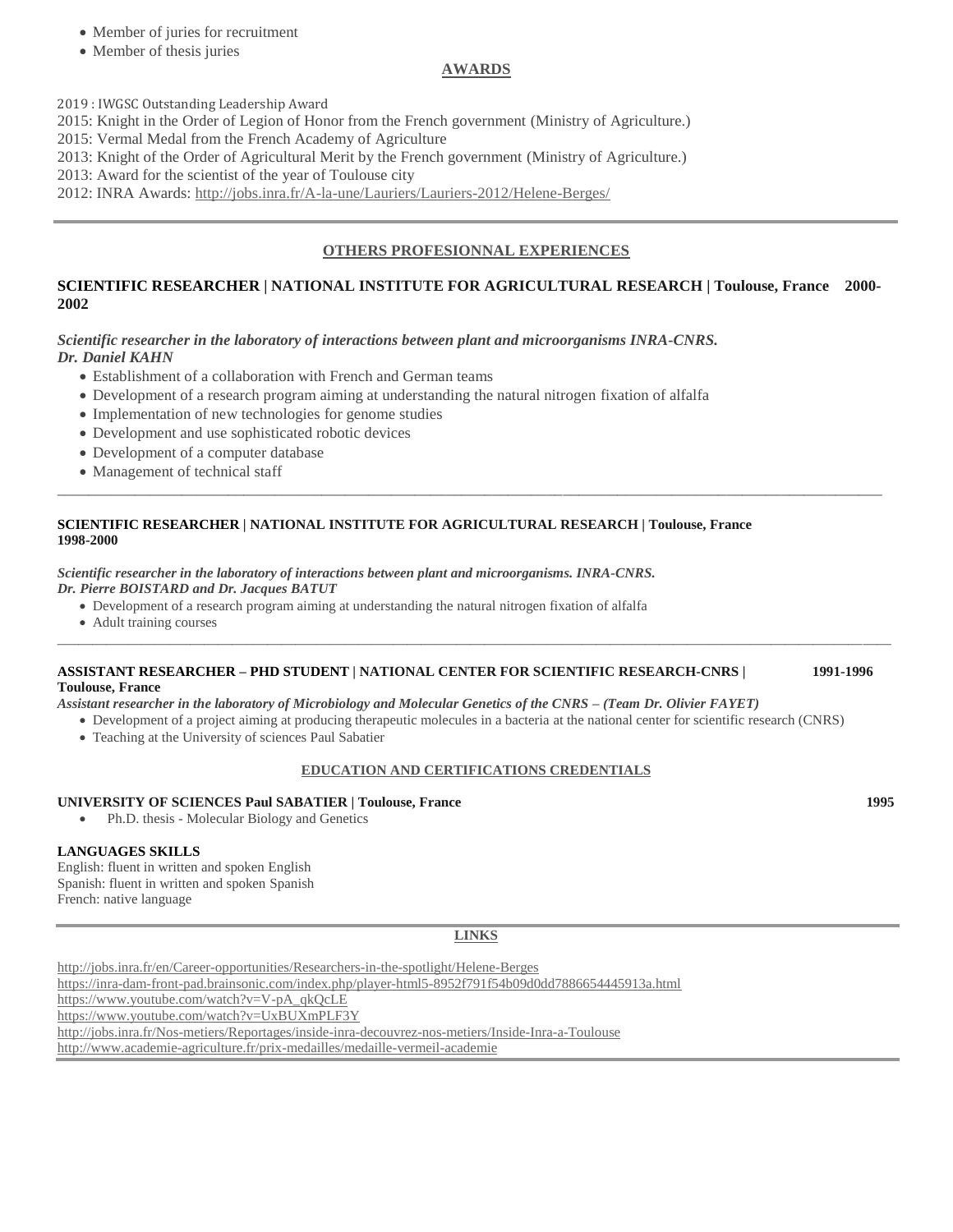- Member of juries for recruitment
- Member of thesis juries

## AWARDS

2019 : IWGSC Outstanding Leadership Award
2015: Knight in the Order of Legion of Honor from the French government (Ministry of Agriculture.)
2015: Vermal Medal from the French Academy of Agriculture
2013: Knight of the Order of Agricultural Merit by the French government (Ministry of Agriculture.)
2013: Award for the scientist of the year of Toulouse city
2012: INRA Awards: http://jobs.inra.fr/A-la-une/Lauriers/Lauriers-2012/Helene-Berges/

---

## OTHERS PROFESIONNAL EXPERIENCES

### SCIENTIFIC RESEARCHER | NATIONAL INSTITUTE FOR AGRICULTURAL RESEARCH | Toulouse, France 2000-2002

***Scientific researcher in the laboratory of interactions between plant and microorganisms INRA-CNRS.***
***Dr. Daniel KAHN***

- Establishment of a collaboration with French and German teams
- Development of a research program aiming at understanding the natural nitrogen fixation of alfalfa
- Implementation of new technologies for genome studies
- Development and use sophisticated robotic devices
- Development of a computer database
- Management of technical staff

---

**SCIENTIFIC RESEARCHER | NATIONAL INSTITUTE FOR AGRICULTURAL RESEARCH | Toulouse, France**
**1998-2000**

***Scientific researcher in the laboratory of interactions between plant and microorganisms. INRA-CNRS.***
***Dr. Pierre BOISTARD and Dr. Jacques BATUT***

- Development of a research program aiming at understanding the natural nitrogen fixation of alfalfa
- Adult training courses

---

**ASSISTANT RESEARCHER – PHD STUDENT | NATIONAL CENTER FOR SCIENTIFIC RESEARCH-CNRS | Toulouse, France** **1991-1996**

***Assistant researcher in the laboratory of Microbiology and Molecular Genetics of the CNRS – (Team Dr. Olivier FAYET)***

- Development of a project aiming at producing therapeutic molecules in a bacteria at the national center for scientific research (CNRS)
- Teaching at the University of sciences Paul Sabatier

## EDUCATION AND CERTIFICATIONS CREDENTIALS

**UNIVERSITY OF SCIENCES Paul SABATIER | Toulouse, France** **1995**

- Ph.D. thesis - Molecular Biology and Genetics

**LANGUAGES SKILLS**

English: fluent in written and spoken English
Spanish: fluent in written and spoken Spanish
French: native language

---

## LINKS

http://jobs.inra.fr/en/Career-opportunities/Researchers-in-the-spotlight/Helene-Berges
https://inra-dam-front-pad.brainsonic.com/index.php/player-html5-8952f791f54b09d0dd7886654445913a.html
https://www.youtube.com/watch?v=V-pA_qkQcLE
https://www.youtube.com/watch?v=UxBUXmPLF3Y
http://jobs.inra.fr/Nos-metiers/Reportages/inside-inra-decouvrez-nos-metiers/Inside-Inra-a-Toulouse
http://www.academie-agriculture.fr/prix-medailles/medaille-vermeil-academie